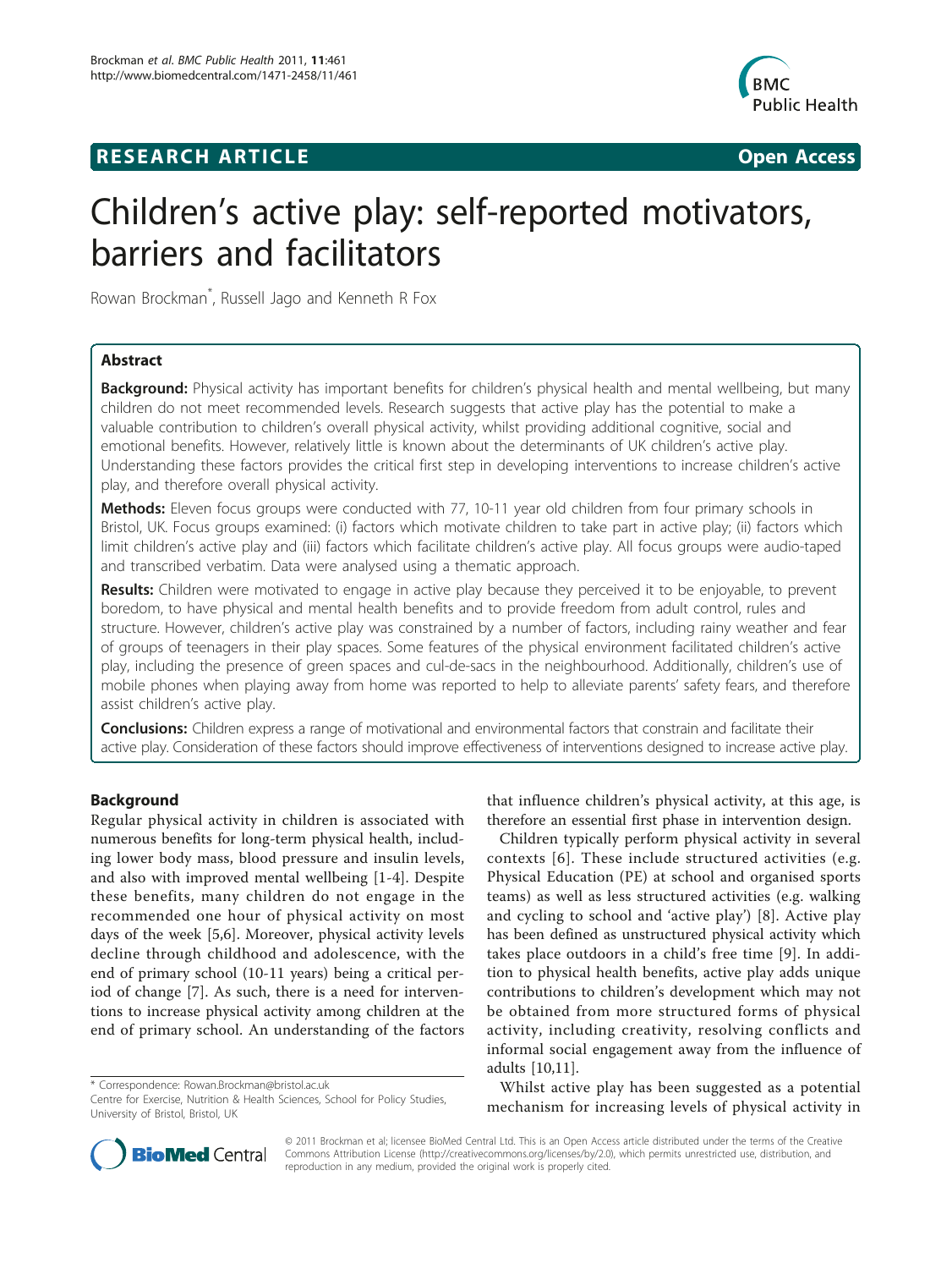RESEARCH ARTICLE Open Access

# Children's active play: self-reported motivators, barriers and facilitators

Rowan Brockman*, Russell Jago and Kenneth R Fox

## Abstract

**Background:** Physical activity has important benefits for children's physical health and mental wellbeing, but many children do not meet recommended levels. Research suggests that active play has the potential to make a valuable contribution to children's overall physical activity, whilst providing additional cognitive, social and emotional benefits. However, relatively little is known about the determinants of UK children's active play. Understanding these factors provides the critical first step in developing interventions to increase children's active play, and therefore overall physical activity.

**Methods:** Eleven focus groups were conducted with 77, 10-11 year old children from four primary schools in Bristol, UK. Focus groups examined: (i) factors which motivate children to take part in active play; (ii) factors which limit children's active play and (iii) factors which facilitate children's active play. All focus groups were audio-taped and transcribed verbatim. Data were analysed using a thematic approach.

**Results:** Children were motivated to engage in active play because they perceived it to be enjoyable, to prevent boredom, to have physical and mental health benefits and to provide freedom from adult control, rules and structure. However, children's active play was constrained by a number of factors, including rainy weather and fear of groups of teenagers in their play spaces. Some features of the physical environment facilitated children's active play, including the presence of green spaces and cul-de-sacs in the neighbourhood. Additionally, children's use of mobile phones when playing away from home was reported to help to alleviate parents' safety fears, and therefore assist children's active play.

**Conclusions:** Children express a range of motivational and environmental factors that constrain and facilitate their active play. Consideration of these factors should improve effectiveness of interventions designed to increase active play.

## Background

Regular physical activity in children is associated with numerous benefits for long-term physical health, including lower body mass, blood pressure and insulin levels, and also with improved mental wellbeing [1-4]. Despite these benefits, many children do not engage in the recommended one hour of physical activity on most days of the week [5,6]. Moreover, physical activity levels decline through childhood and adolescence, with the end of primary school (10-11 years) being a critical period of change [7]. As such, there is a need for interventions to increase physical activity among children at the end of primary school. An understanding of the factors that influence children's physical activity, at this age, is therefore an essential first phase in intervention design.

Children typically perform physical activity in several contexts [6]. These include structured activities (e.g. Physical Education (PE) at school and organised sports teams) as well as less structured activities (e.g. walking and cycling to school and 'active play') [8]. Active play has been defined as unstructured physical activity which takes place outdoors in a child's free time [9]. In addition to physical health benefits, active play adds unique contributions to children's development which may not be obtained from more structured forms of physical activity, including creativity, resolving conflicts and informal social engagement away from the influence of adults [10,11].

Whilst active play has been suggested as a potential mechanism for increasing levels of physical activity in

\* Correspondence: Rowan.Brockman@bristol.ac.uk
Centre for Exercise, Nutrition & Health Sciences, School for Policy Studies, University of Bristol, Bristol, UK

© 2011 Brockman et al; licensee BioMed Central Ltd. This is an Open Access article distributed under the terms of the Creative Commons Attribution License (http://creativecommons.org/licenses/by/2.0), which permits unrestricted use, distribution, and reproduction in any medium, provided the original work is properly cited.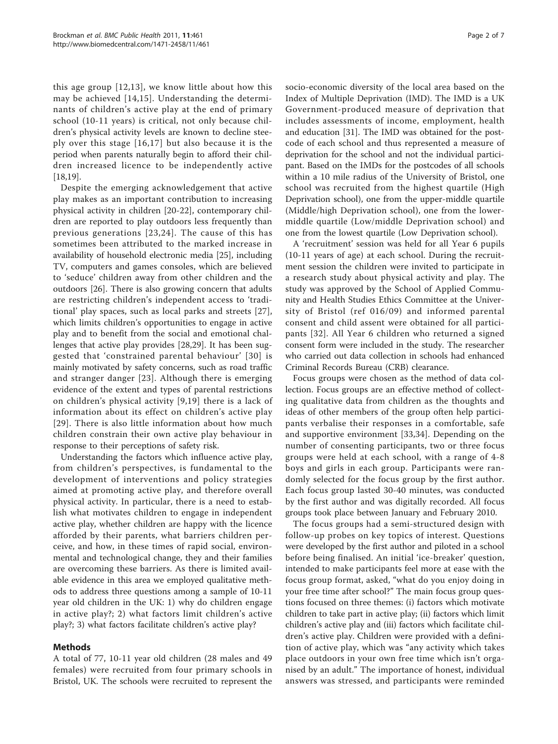this age group [12,13], we know little about how this may be achieved [14,15]. Understanding the determinants of children's active play at the end of primary school (10-11 years) is critical, not only because children's physical activity levels are known to decline steeply over this stage [16,17] but also because it is the period when parents naturally begin to afford their children increased licence to be independently active [18,19].

Despite the emerging acknowledgement that active play makes as an important contribution to increasing physical activity in children [20-22], contemporary children are reported to play outdoors less frequently than previous generations [23,24]. The cause of this has sometimes been attributed to the marked increase in availability of household electronic media [25], including TV, computers and games consoles, which are believed to 'seduce' children away from other children and the outdoors [26]. There is also growing concern that adults are restricting children's independent access to 'traditional' play spaces, such as local parks and streets [27], which limits children's opportunities to engage in active play and to benefit from the social and emotional challenges that active play provides [28,29]. It has been suggested that 'constrained parental behaviour' [30] is mainly motivated by safety concerns, such as road traffic and stranger danger [23]. Although there is emerging evidence of the extent and types of parental restrictions on children's physical activity [9,19] there is a lack of information about its effect on children's active play [29]. There is also little information about how much children constrain their own active play behaviour in response to their perceptions of safety risk.

Understanding the factors which influence active play, from children's perspectives, is fundamental to the development of interventions and policy strategies aimed at promoting active play, and therefore overall physical activity. In particular, there is a need to establish what motivates children to engage in independent active play, whether children are happy with the licence afforded by their parents, what barriers children perceive, and how, in these times of rapid social, environmental and technological change, they and their families are overcoming these barriers. As there is limited available evidence in this area we employed qualitative methods to address three questions among a sample of 10-11 year old children in the UK: 1) why do children engage in active play?; 2) what factors limit children's active play?; 3) what factors facilitate children's active play?

## Methods

A total of 77, 10-11 year old children (28 males and 49 females) were recruited from four primary schools in Bristol, UK. The schools were recruited to represent the socio-economic diversity of the local area based on the Index of Multiple Deprivation (IMD). The IMD is a UK Government-produced measure of deprivation that includes assessments of income, employment, health and education [31]. The IMD was obtained for the postcode of each school and thus represented a measure of deprivation for the school and not the individual participant. Based on the IMDs for the postcodes of all schools within a 10 mile radius of the University of Bristol, one school was recruited from the highest quartile (High Deprivation school), one from the upper-middle quartile (Middle/high Deprivation school), one from the lower-middle quartile (Low/middle Deprivation school) and one from the lowest quartile (Low Deprivation school).

A 'recruitment' session was held for all Year 6 pupils (10-11 years of age) at each school. During the recruitment session the children were invited to participate in a research study about physical activity and play. The study was approved by the School of Applied Community and Health Studies Ethics Committee at the University of Bristol (ref 016/09) and informed parental consent and child assent were obtained for all participants [32]. All Year 6 children who returned a signed consent form were included in the study. The researcher who carried out data collection in schools had enhanced Criminal Records Bureau (CRB) clearance.

Focus groups were chosen as the method of data collection. Focus groups are an effective method of collecting qualitative data from children as the thoughts and ideas of other members of the group often help participants verbalise their responses in a comfortable, safe and supportive environment [33,34]. Depending on the number of consenting participants, two or three focus groups were held at each school, with a range of 4-8 boys and girls in each group. Participants were randomly selected for the focus group by the first author. Each focus group lasted 30-40 minutes, was conducted by the first author and was digitally recorded. All focus groups took place between January and February 2010.

The focus groups had a semi-structured design with follow-up probes on key topics of interest. Questions were developed by the first author and piloted in a school before being finalised. An initial 'ice-breaker' question, intended to make participants feel more at ease with the focus group format, asked, "what do you enjoy doing in your free time after school?" The main focus group questions focused on three themes: (i) factors which motivate children to take part in active play; (ii) factors which limit children's active play and (iii) factors which facilitate children's active play. Children were provided with a definition of active play, which was "any activity which takes place outdoors in your own free time which isn't organised by an adult." The importance of honest, individual answers was stressed, and participants were reminded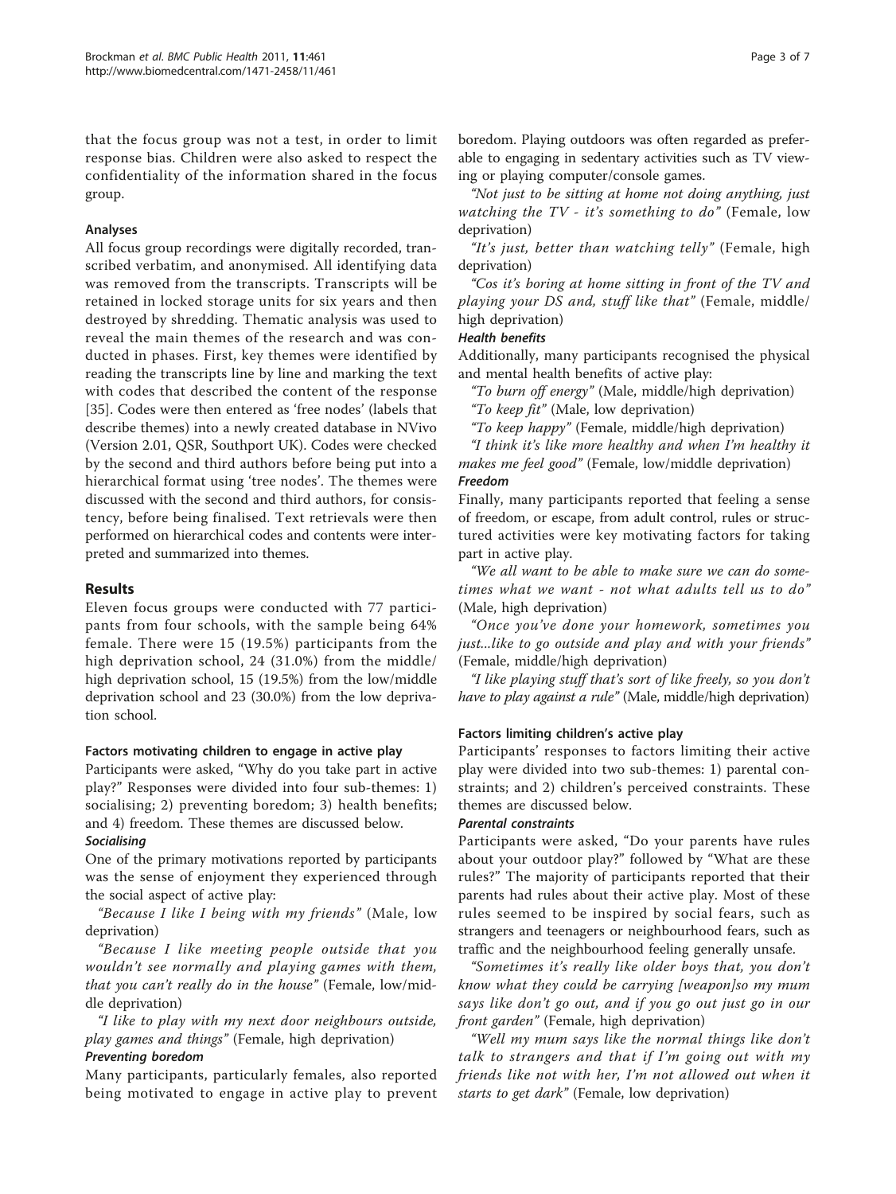that the focus group was not a test, in order to limit response bias. Children were also asked to respect the confidentiality of the information shared in the focus group.

### Analyses

All focus group recordings were digitally recorded, transcribed verbatim, and anonymised. All identifying data was removed from the transcripts. Transcripts will be retained in locked storage units for six years and then destroyed by shredding. Thematic analysis was used to reveal the main themes of the research and was conducted in phases. First, key themes were identified by reading the transcripts line by line and marking the text with codes that described the content of the response [35]. Codes were then entered as 'free nodes' (labels that describe themes) into a newly created database in NVivo (Version 2.01, QSR, Southport UK). Codes were checked by the second and third authors before being put into a hierarchical format using 'tree nodes'. The themes were discussed with the second and third authors, for consistency, before being finalised. Text retrievals were then performed on hierarchical codes and contents were interpreted and summarized into themes.

## Results

Eleven focus groups were conducted with 77 participants from four schools, with the sample being 64% female. There were 15 (19.5%) participants from the high deprivation school, 24 (31.0%) from the middle/high deprivation school, 15 (19.5%) from the low/middle deprivation school and 23 (30.0%) from the low deprivation school.

### Factors motivating children to engage in active play

Participants were asked, "Why do you take part in active play?" Responses were divided into four sub-themes: 1) socialising; 2) preventing boredom; 3) health benefits; and 4) freedom. These themes are discussed below.

#### *Socialising*

One of the primary motivations reported by participants was the sense of enjoyment they experienced through the social aspect of active play:

*"Because I like I being with my friends"* (Male, low deprivation)

*"Because I like meeting people outside that you wouldn't see normally and playing games with them, that you can't really do in the house"* (Female, low/middle deprivation)

*"I like to play with my next door neighbours outside, play games and things"* (Female, high deprivation)

#### *Preventing boredom*

Many participants, particularly females, also reported being motivated to engage in active play to prevent boredom. Playing outdoors was often regarded as preferable to engaging in sedentary activities such as TV viewing or playing computer/console games.

*"Not just to be sitting at home not doing anything, just watching the TV - it's something to do"* (Female, low deprivation)

*"It's just, better than watching telly"* (Female, high deprivation)

*"Cos it's boring at home sitting in front of the TV and playing your DS and, stuff like that"* (Female, middle/high deprivation)

#### *Health benefits*

Additionally, many participants recognised the physical and mental health benefits of active play:

*"To burn off energy"* (Male, middle/high deprivation)

*"To keep fit"* (Male, low deprivation)

*"To keep happy"* (Female, middle/high deprivation)

*"I think it's like more healthy and when I'm healthy it makes me feel good"* (Female, low/middle deprivation)

#### *Freedom*

Finally, many participants reported that feeling a sense of freedom, or escape, from adult control, rules or structured activities were key motivating factors for taking part in active play.

*"We all want to be able to make sure we can do sometimes what we want - not what adults tell us to do"* (Male, high deprivation)

*"Once you've done your homework, sometimes you just...like to go outside and play and with your friends"* (Female, middle/high deprivation)

*"I like playing stuff that's sort of like freely, so you don't have to play against a rule"* (Male, middle/high deprivation)

### Factors limiting children's active play

Participants' responses to factors limiting their active play were divided into two sub-themes: 1) parental constraints; and 2) children's perceived constraints. These themes are discussed below.

#### *Parental constraints*

Participants were asked, "Do your parents have rules about your outdoor play?" followed by "What are these rules?" The majority of participants reported that their parents had rules about their active play. Most of these rules seemed to be inspired by social fears, such as strangers and teenagers or neighbourhood fears, such as traffic and the neighbourhood feeling generally unsafe.

*"Sometimes it's really like older boys that, you don't know what they could be carrying [weapon]so my mum says like don't go out, and if you go out just go in our front garden"* (Female, high deprivation)

*"Well my mum says like the normal things like don't talk to strangers and that if I'm going out with my friends like not with her, I'm not allowed out when it starts to get dark"* (Female, low deprivation)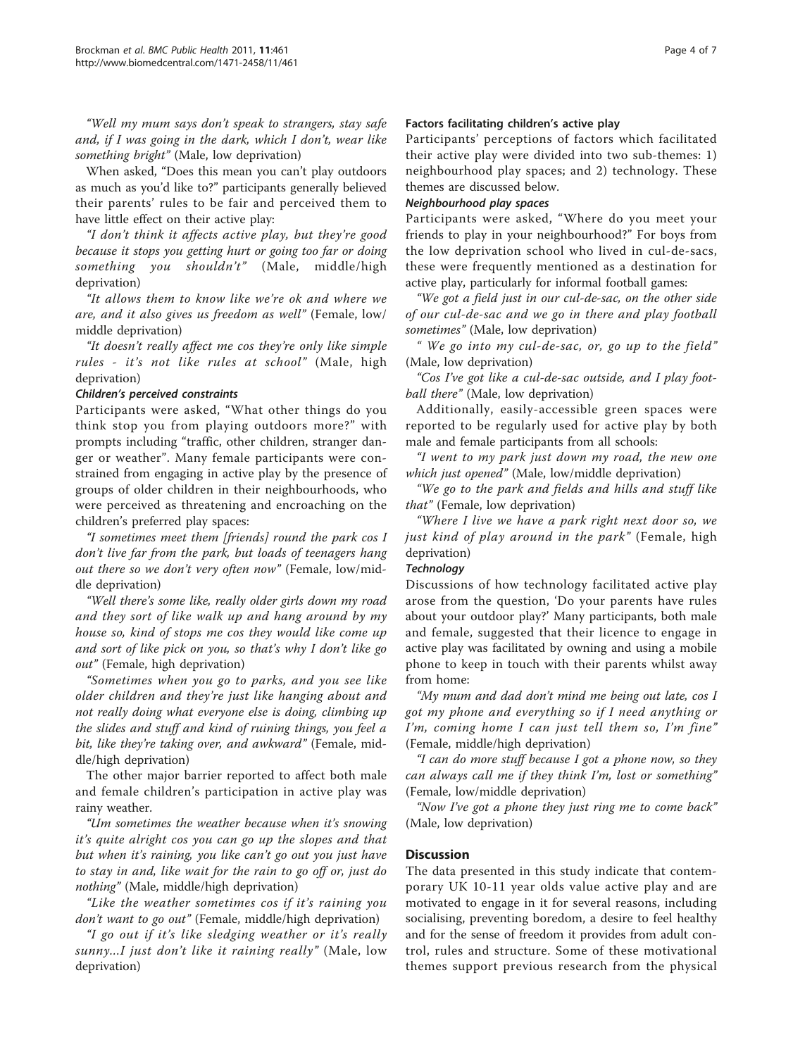*"Well my mum says don't speak to strangers, stay safe and, if I was going in the dark, which I don't, wear like something bright"* (Male, low deprivation)

When asked, "Does this mean you can't play outdoors as much as you'd like to?" participants generally believed their parents' rules to be fair and perceived them to have little effect on their active play:

*"I don't think it affects active play, but they're good because it stops you getting hurt or going too far or doing something you shouldn't"* (Male, middle/high deprivation)

*"It allows them to know like we're ok and where we are, and it also gives us freedom as well"* (Female, low/middle deprivation)

*"It doesn't really affect me cos they're only like simple rules - it's not like rules at school"* (Male, high deprivation)

#### Children's perceived constraints

Participants were asked, "What other things do you think stop you from playing outdoors more?" with prompts including "traffic, other children, stranger danger or weather". Many female participants were constrained from engaging in active play by the presence of groups of older children in their neighbourhoods, who were perceived as threatening and encroaching on the children's preferred play spaces:

*"I sometimes meet them [friends] round the park cos I don't live far from the park, but loads of teenagers hang out there so we don't very often now"* (Female, low/middle deprivation)

*"Well there's some like, really older girls down my road and they sort of like walk up and hang around by my house so, kind of stops me cos they would like come up and sort of like pick on you, so that's why I don't like go out"* (Female, high deprivation)

*"Sometimes when you go to parks, and you see like older children and they're just like hanging about and not really doing what everyone else is doing, climbing up the slides and stuff and kind of ruining things, you feel a bit, like they're taking over, and awkward"* (Female, middle/high deprivation)

The other major barrier reported to affect both male and female children's participation in active play was rainy weather.

*"Um sometimes the weather because when it's snowing it's quite alright cos you can go up the slopes and that but when it's raining, you like can't go out you just have to stay in and, like wait for the rain to go off or, just do nothing"* (Male, middle/high deprivation)

*"Like the weather sometimes cos if it's raining you don't want to go out"* (Female, middle/high deprivation)

*"I go out if it's like sledging weather or it's really sunny...I just don't like it raining really"* (Male, low deprivation)

### Factors facilitating children's active play

Participants' perceptions of factors which facilitated their active play were divided into two sub-themes: 1) neighbourhood play spaces; and 2) technology. These themes are discussed below.

#### Neighbourhood play spaces

Participants were asked, "Where do you meet your friends to play in your neighbourhood?" For boys from the low deprivation school who lived in cul-de-sacs, these were frequently mentioned as a destination for active play, particularly for informal football games:

*"We got a field just in our cul-de-sac, on the other side of our cul-de-sac and we go in there and play football sometimes"* (Male, low deprivation)

*" We go into my cul-de-sac, or, go up to the field"* (Male, low deprivation)

*"Cos I've got like a cul-de-sac outside, and I play football there"* (Male, low deprivation)

Additionally, easily-accessible green spaces were reported to be regularly used for active play by both male and female participants from all schools:

*"I went to my park just down my road, the new one which just opened"* (Male, low/middle deprivation)

*"We go to the park and fields and hills and stuff like that"* (Female, low deprivation)

*"Where I live we have a park right next door so, we just kind of play around in the park"* (Female, high deprivation)

#### Technology

Discussions of how technology facilitated active play arose from the question, 'Do your parents have rules about your outdoor play?' Many participants, both male and female, suggested that their licence to engage in active play was facilitated by owning and using a mobile phone to keep in touch with their parents whilst away from home:

*"My mum and dad don't mind me being out late, cos I got my phone and everything so if I need anything or I'm, coming home I can just tell them so, I'm fine"* (Female, middle/high deprivation)

*"I can do more stuff because I got a phone now, so they can always call me if they think I'm, lost or something"* (Female, low/middle deprivation)

*"Now I've got a phone they just ring me to come back"* (Male, low deprivation)

## Discussion

The data presented in this study indicate that contemporary UK 10-11 year olds value active play and are motivated to engage in it for several reasons, including socialising, preventing boredom, a desire to feel healthy and for the sense of freedom it provides from adult control, rules and structure. Some of these motivational themes support previous research from the physical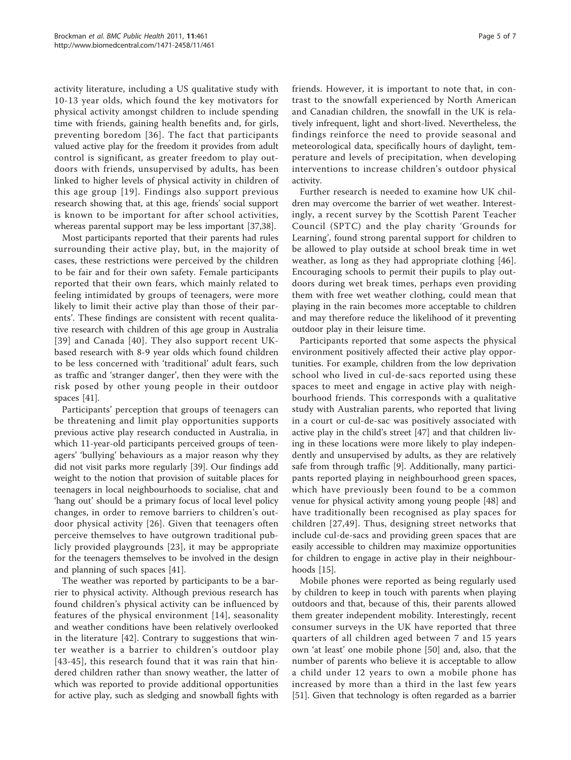activity literature, including a US qualitative study with 10-13 year olds, which found the key motivators for physical activity amongst children to include spending time with friends, gaining health benefits and, for girls, preventing boredom [36]. The fact that participants valued active play for the freedom it provides from adult control is significant, as greater freedom to play outdoors with friends, unsupervised by adults, has been linked to higher levels of physical activity in children of this age group [19]. Findings also support previous research showing that, at this age, friends' social support is known to be important for after school activities, whereas parental support may be less important [37,38].

Most participants reported that their parents had rules surrounding their active play, but, in the majority of cases, these restrictions were perceived by the children to be fair and for their own safety. Female participants reported that their own fears, which mainly related to feeling intimidated by groups of teenagers, were more likely to limit their active play than those of their parents'. These findings are consistent with recent qualitative research with children of this age group in Australia [39] and Canada [40]. They also support recent UK-based research with 8-9 year olds which found children to be less concerned with 'traditional' adult fears, such as traffic and 'stranger danger', then they were with the risk posed by other young people in their outdoor spaces [41].

Participants' perception that groups of teenagers can be threatening and limit play opportunities supports previous active play research conducted in Australia, in which 11-year-old participants perceived groups of teenagers' 'bullying' behaviours as a major reason why they did not visit parks more regularly [39]. Our findings add weight to the notion that provision of suitable places for teenagers in local neighbourhoods to socialise, chat and 'hang out' should be a primary focus of local level policy changes, in order to remove barriers to children's outdoor physical activity [26]. Given that teenagers often perceive themselves to have outgrown traditional publicly provided playgrounds [23], it may be appropriate for the teenagers themselves to be involved in the design and planning of such spaces [41].

The weather was reported by participants to be a barrier to physical activity. Although previous research has found children's physical activity can be influenced by features of the physical environment [14], seasonality and weather conditions have been relatively overlooked in the literature [42]. Contrary to suggestions that winter weather is a barrier to children's outdoor play [43-45], this research found that it was rain that hindered children rather than snowy weather, the latter of which was reported to provide additional opportunities for active play, such as sledging and snowball fights with friends. However, it is important to note that, in contrast to the snowfall experienced by North American and Canadian children, the snowfall in the UK is relatively infrequent, light and short-lived. Nevertheless, the findings reinforce the need to provide seasonal and meteorological data, specifically hours of daylight, temperature and levels of precipitation, when developing interventions to increase children's outdoor physical activity.

Further research is needed to examine how UK children may overcome the barrier of wet weather. Interestingly, a recent survey by the Scottish Parent Teacher Council (SPTC) and the play charity 'Grounds for Learning', found strong parental support for children to be allowed to play outside at school break time in wet weather, as long as they had appropriate clothing [46]. Encouraging schools to permit their pupils to play outdoors during wet break times, perhaps even providing them with free wet weather clothing, could mean that playing in the rain becomes more acceptable to children and may therefore reduce the likelihood of it preventing outdoor play in their leisure time.

Participants reported that some aspects the physical environment positively affected their active play opportunities. For example, children from the low deprivation school who lived in cul-de-sacs reported using these spaces to meet and engage in active play with neighbourhood friends. This corresponds with a qualitative study with Australian parents, who reported that living in a court or cul-de-sac was positively associated with active play in the child's street [47] and that children living in these locations were more likely to play independently and unsupervised by adults, as they are relatively safe from through traffic [9]. Additionally, many participants reported playing in neighbourhood green spaces, which have previously been found to be a common venue for physical activity among young people [48] and have traditionally been recognised as play spaces for children [27,49]. Thus, designing street networks that include cul-de-sacs and providing green spaces that are easily accessible to children may maximize opportunities for children to engage in active play in their neighbourhoods [15].

Mobile phones were reported as being regularly used by children to keep in touch with parents when playing outdoors and that, because of this, their parents allowed them greater independent mobility. Interestingly, recent consumer surveys in the UK have reported that three quarters of all children aged between 7 and 15 years own 'at least' one mobile phone [50] and, also, that the number of parents who believe it is acceptable to allow a child under 12 years to own a mobile phone has increased by more than a third in the last few years [51]. Given that technology is often regarded as a barrier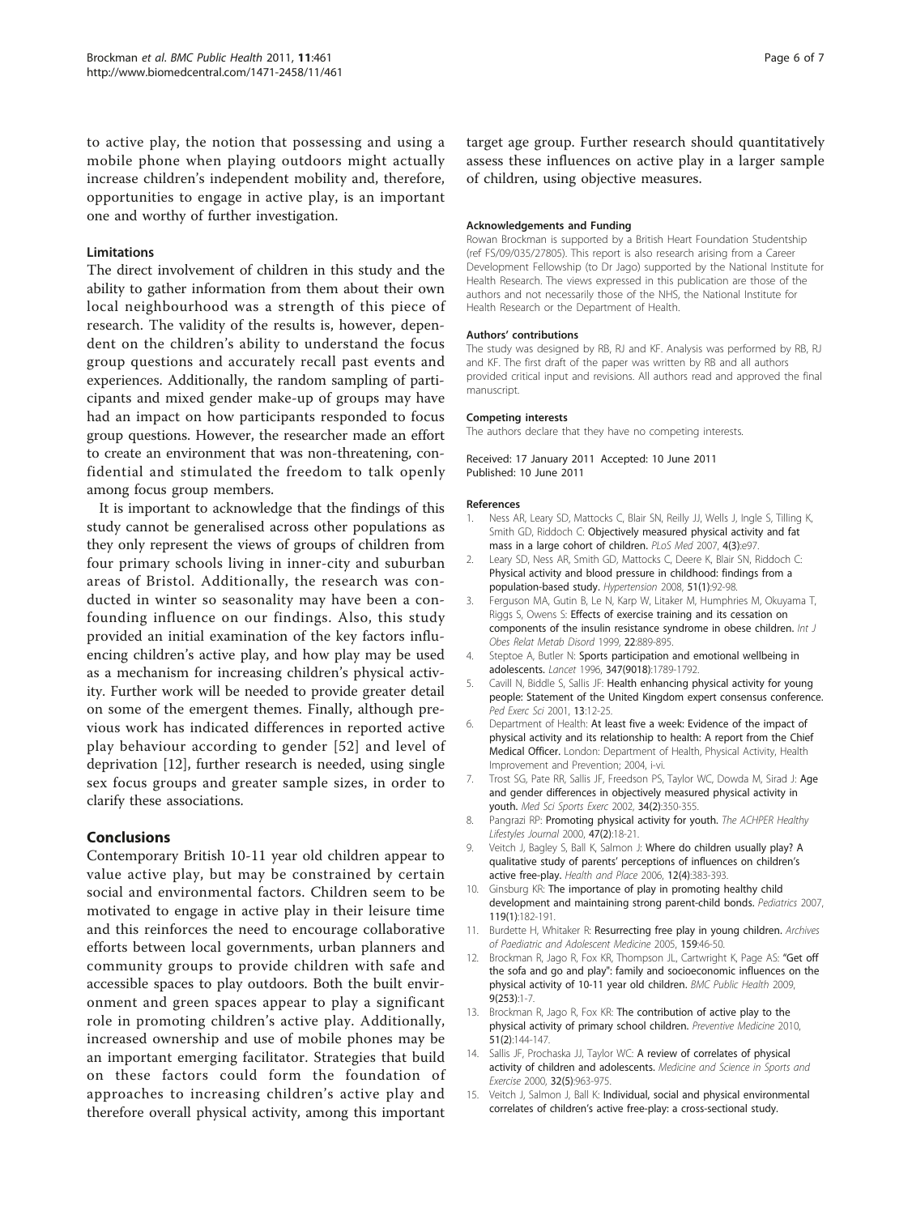to active play, the notion that possessing and using a mobile phone when playing outdoors might actually increase children's independent mobility and, therefore, opportunities to engage in active play, is an important one and worthy of further investigation.

### Limitations

The direct involvement of children in this study and the ability to gather information from them about their own local neighbourhood was a strength of this piece of research. The validity of the results is, however, dependent on the children's ability to understand the focus group questions and accurately recall past events and experiences. Additionally, the random sampling of participants and mixed gender make-up of groups may have had an impact on how participants responded to focus group questions. However, the researcher made an effort to create an environment that was non-threatening, confidential and stimulated the freedom to talk openly among focus group members.

It is important to acknowledge that the findings of this study cannot be generalised across other populations as they only represent the views of groups of children from four primary schools living in inner-city and suburban areas of Bristol. Additionally, the research was conducted in winter so seasonality may have been a confounding influence on our findings. Also, this study provided an initial examination of the key factors influencing children's active play, and how play may be used as a mechanism for increasing children's physical activity. Further work will be needed to provide greater detail on some of the emergent themes. Finally, although previous work has indicated differences in reported active play behaviour according to gender [52] and level of deprivation [12], further research is needed, using single sex focus groups and greater sample sizes, in order to clarify these associations.

## Conclusions

Contemporary British 10-11 year old children appear to value active play, but may be constrained by certain social and environmental factors. Children seem to be motivated to engage in active play in their leisure time and this reinforces the need to encourage collaborative efforts between local governments, urban planners and community groups to provide children with safe and accessible spaces to play outdoors. Both the built environment and green spaces appear to play a significant role in promoting children's active play. Additionally, increased ownership and use of mobile phones may be an important emerging facilitator. Strategies that build on these factors could form the foundation of approaches to increasing children's active play and therefore overall physical activity, among this important target age group. Further research should quantitatively assess these influences on active play in a larger sample of children, using objective measures.

#### Acknowledgements and Funding

Rowan Brockman is supported by a British Heart Foundation Studentship (ref FS/09/035/27805). This report is also research arising from a Career Development Fellowship (to Dr Jago) supported by the National Institute for Health Research. The views expressed in this publication are those of the authors and not necessarily those of the NHS, the National Institute for Health Research or the Department of Health.

#### Authors' contributions

The study was designed by RB, RJ and KF. Analysis was performed by RB, RJ and KF. The first draft of the paper was written by RB and all authors provided critical input and revisions. All authors read and approved the final manuscript.

#### Competing interests

The authors declare that they have no competing interests.

Received: 17 January 2011 Accepted: 10 June 2011
Published: 10 June 2011

#### References

1. Ness AR, Leary SD, Mattocks C, Blair SN, Reilly JJ, Wells J, Ingle S, Tilling K, Smith GD, Riddoch C: **Objectively measured physical activity and fat mass in a large cohort of children.** *PLoS Med* 2007, **4(3)**:e97.
2. Leary SD, Ness AR, Smith GD, Mattocks C, Deere K, Blair SN, Riddoch C: **Physical activity and blood pressure in childhood: findings from a population-based study.** *Hypertension* 2008, **51(1)**:92-98.
3. Ferguson MA, Gutin B, Le N, Karp W, Litaker M, Humphries M, Okuyama T, Riggs S, Owens S: **Effects of exercise training and its cessation on components of the insulin resistance syndrome in obese children.** *Int J Obes Relat Metab Disord* 1999, **22**:889-895.
4. Steptoe A, Butler N: **Sports participation and emotional wellbeing in adolescents.** *Lancet* 1996, **347(9018)**:1789-1792.
5. Cavill N, Biddle S, Sallis JF: **Health enhancing physical activity for young people: Statement of the United Kingdom expert consensus conference.** *Ped Exerc Sci* 2001, **13**:12-25.
6. Department of Health: **At least five a week: Evidence of the impact of physical activity and its relationship to health: A report from the Chief Medical Officer.** London: Department of Health, Physical Activity, Health Improvement and Prevention; 2004, i-vi.
7. Trost SG, Pate RR, Sallis JF, Freedson PS, Taylor WC, Dowda M, Sirad J: **Age and gender differences in objectively measured physical activity in youth.** *Med Sci Sports Exerc* 2002, **34(2)**:350-355.
8. Pangrazi RP: **Promoting physical activity for youth.** *The ACHPER Healthy Lifestyles Journal* 2000, **47(2)**:18-21.
9. Veitch J, Bagley S, Ball K, Salmon J: **Where do children usually play? A qualitative study of parents' perceptions of influences on children's active free-play.** *Health and Place* 2006, **12(4)**:383-393.
10. Ginsburg KR: **The importance of play in promoting healthy child development and maintaining strong parent-child bonds.** *Pediatrics* 2007, **119(1)**:182-191.
11. Burdette H, Whitaker R: **Resurrecting free play in young children.** *Archives of Paediatric and Adolescent Medicine* 2005, **159**:46-50.
12. Brockman R, Jago R, Fox KR, Thompson JL, Cartwright K, Page AS: **"Get off the sofa and go and play": family and socioeconomic influences on the physical activity of 10-11 year old children.** *BMC Public Health* 2009, **9(253)**:1-7.
13. Brockman R, Jago R, Fox KR: **The contribution of active play to the physical activity of primary school children.** *Preventive Medicine* 2010, **51(2)**:144-147.
14. Sallis JF, Prochaska JJ, Taylor WC: **A review of correlates of physical activity of children and adolescents.** *Medicine and Science in Sports and Exercise* 2000, **32(5)**:963-975.
15. Veitch J, Salmon J, Ball K: **Individual, social and physical environmental correlates of children's active free-play: a cross-sectional study.**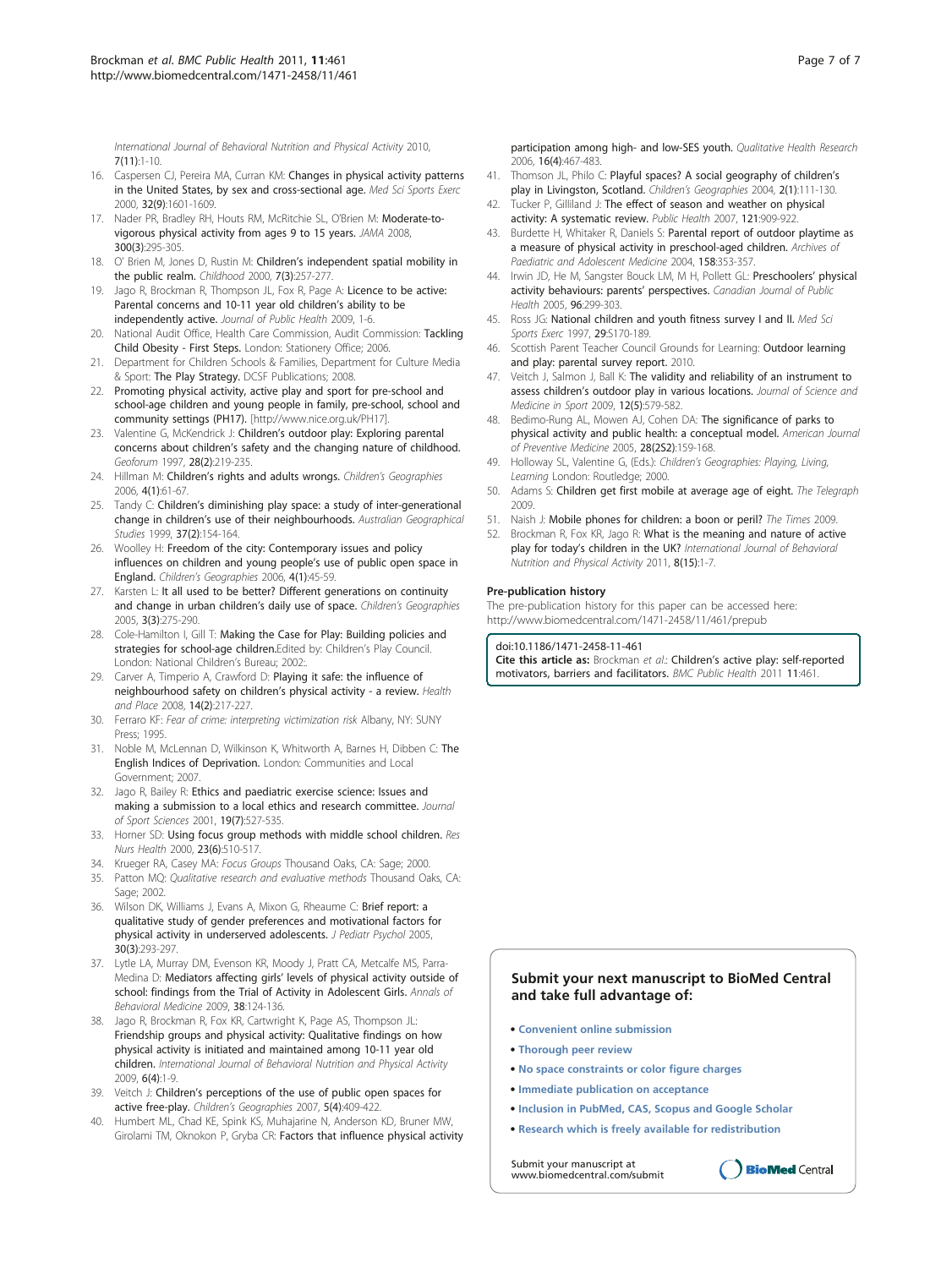International Journal of Behavioral Nutrition and Physical Activity 2010, 7(11):1-10.

16. Caspersen CJ, Pereira MA, Curran KM: **Changes in physical activity patterns in the United States, by sex and cross-sectional age.** *Med Sci Sports Exerc* 2000, 32(9):1601-1609.
17. Nader PR, Bradley RH, Houts RM, McRitchie SL, O'Brien M: **Moderate-to-vigorous physical activity from ages 9 to 15 years.** *JAMA* 2008, 300(3):295-305.
18. O' Brien M, Jones D, Rustin M: **Children's independent spatial mobility in the public realm.** *Childhood* 2000, 7(3):257-277.
19. Jago R, Brockman R, Thompson JL, Fox R, Page A: **Licence to be active: Parental concerns and 10-11 year old children's ability to be independently active.** *Journal of Public Health* 2009, 1-6.
20. National Audit Office, Health Care Commission, Audit Commission: **Tackling Child Obesity - First Steps.** London: Stationery Office; 2006.
21. Department for Children Schools & Families, Department for Culture Media & Sport: **The Play Strategy.** DCSF Publications; 2008.
22. **Promoting physical activity, active play and sport for pre-school and school-age children and young people in family, pre-school, school and community settings (PH17).** [http://www.nice.org.uk/PH17].
23. Valentine G, McKendrick J: **Children's outdoor play: Exploring parental concerns about children's safety and the changing nature of childhood.** *Geoforum* 1997, 28(2):219-235.
24. Hillman M: **Children's rights and adults wrongs.** *Children's Geographies* 2006, 4(1):61-67.
25. Tandy C: **Children's diminishing play space: a study of inter-generational change in children's use of their neighbourhoods.** *Australian Geographical Studies* 1999, 37(2):154-164.
26. Woolley H: **Freedom of the city: Contemporary issues and policy influences on children and young people's use of public open space in England.** *Children's Geographies* 2006, 4(1):45-59.
27. Karsten L: **It all used to be better? Different generations on continuity and change in urban children's daily use of space.** *Children's Geographies* 2005, 3(3):275-290.
28. Cole-Hamilton I, Gill T: **Making the Case for Play: Building policies and strategies for school-age children.**Edited by: Children's Play Council. London: National Children's Bureau; 2002:.
29. Carver A, Timperio A, Crawford D: **Playing it safe: the influence of neighbourhood safety on children's physical activity - a review.** *Health and Place* 2008, 14(2):217-227.
30. Ferraro KF: *Fear of crime: interpreting victimization risk* Albany, NY: SUNY Press; 1995.
31. Noble M, McLennan D, Wilkinson K, Whitworth A, Barnes H, Dibben C: **The English Indices of Deprivation.** London: Communities and Local Government; 2007.
32. Jago R, Bailey R: **Ethics and paediatric exercise science: Issues and making a submission to a local ethics and research committee.** *Journal of Sport Sciences* 2001, 19(7):527-535.
33. Horner SD: **Using focus group methods with middle school children.** *Res Nurs Health* 2000, 23(6):510-517.
34. Krueger RA, Casey MA: *Focus Groups* Thousand Oaks, CA: Sage; 2000.
35. Patton MQ: *Qualitative research and evaluative methods* Thousand Oaks, CA: Sage; 2002.
36. Wilson DK, Williams J, Evans A, Mixon G, Rheaume C: **Brief report: a qualitative study of gender preferences and motivational factors for physical activity in underserved adolescents.** *J Pediatr Psychol* 2005, 30(3):293-297.
37. Lytle LA, Murray DM, Evenson KR, Moody J, Pratt CA, Metcalfe MS, Parra-Medina D: **Mediators affecting girls' levels of physical activity outside of school: findings from the Trial of Activity in Adolescent Girls.** *Annals of Behavioral Medicine* 2009, 38:124-136.
38. Jago R, Brockman R, Fox KR, Cartwright K, Page AS, Thompson JL: **Friendship groups and physical activity: Qualitative findings on how physical activity is initiated and maintained among 10-11 year old children.** *International Journal of Behavioral Nutrition and Physical Activity* 2009, 6(4):1-9.
39. Veitch J: **Children's perceptions of the use of public open spaces for active free-play.** *Children's Geographies* 2007, 5(4):409-422.
40. Humbert ML, Chad KE, Spink KS, Muhajarine N, Anderson KD, Bruner MW, Girolami TM, Oknokon P, Gryba CR: **Factors that influence physical activity participation among high- and low-SES youth.** *Qualitative Health Research* 2006, 16(4):467-483.
41. Thomson JL, Philo C: **Playful spaces? A social geography of children's play in Livingston, Scotland.** *Children's Geographies* 2004, 2(1):111-130.
42. Tucker P, Gilliland J: **The effect of season and weather on physical activity: A systematic review.** *Public Health* 2007, 121:909-922.
43. Burdette H, Whitaker R, Daniels S: **Parental report of outdoor playtime as a measure of physical activity in preschool-aged children.** *Archives of Paediatric and Adolescent Medicine* 2004, 158:353-357.
44. Irwin JD, He M, Sangster Bouck LM, M H, Pollett GL: **Preschoolers' physical activity behaviours: parents' perspectives.** *Canadian Journal of Public Health* 2005, 96:299-303.
45. Ross JG: **National children and youth fitness survey I and II.** *Med Sci Sports Exerc* 1997, 29:S170-189.
46. Scottish Parent Teacher Council Grounds for Learning: **Outdoor learning and play: parental survey report.** 2010.
47. Veitch J, Salmon J, Ball K: **The validity and reliability of an instrument to assess children's outdoor play in various locations.** *Journal of Science and Medicine in Sport* 2009, 12(5):579-582.
48. Bedimo-Rung AL, Mowen AJ, Cohen DA: **The significance of parks to physical activity and public health: a conceptual model.** *American Journal of Preventive Medicine* 2005, 28(2S2):159-168.
49. Holloway SL, Valentine G, (Eds.): *Children's Geographies: Playing, Living, Learning* London: Routledge; 2000.
50. Adams S: **Children get first mobile at average age of eight.** *The Telegraph* 2009.
51. Naish J: **Mobile phones for children: a boon or peril?** *The Times* 2009.
52. Brockman R, Fox KR, Jago R: **What is the meaning and nature of active play for today's children in the UK?** *International Journal of Behavioral Nutrition and Physical Activity* 2011, 8(15):1-7.

### Pre-publication history

The pre-publication history for this paper can be accessed here: http://www.biomedcentral.com/1471-2458/11/461/prepub

doi:10.1186/1471-2458-11-461

**Cite this article as:** Brockman *et al.*: Children's active play: self-reported motivators, barriers and facilitators. *BMC Public Health* 2011 11:461.

### Submit your next manuscript to BioMed Central and take full advantage of:

- Convenient online submission
- Thorough peer review
- No space constraints or color figure charges
- Immediate publication on acceptance
- Inclusion in PubMed, CAS, Scopus and Google Scholar
- Research which is freely available for redistribution

Submit your manuscript at www.biomedcentral.com/submit

BioMed Central